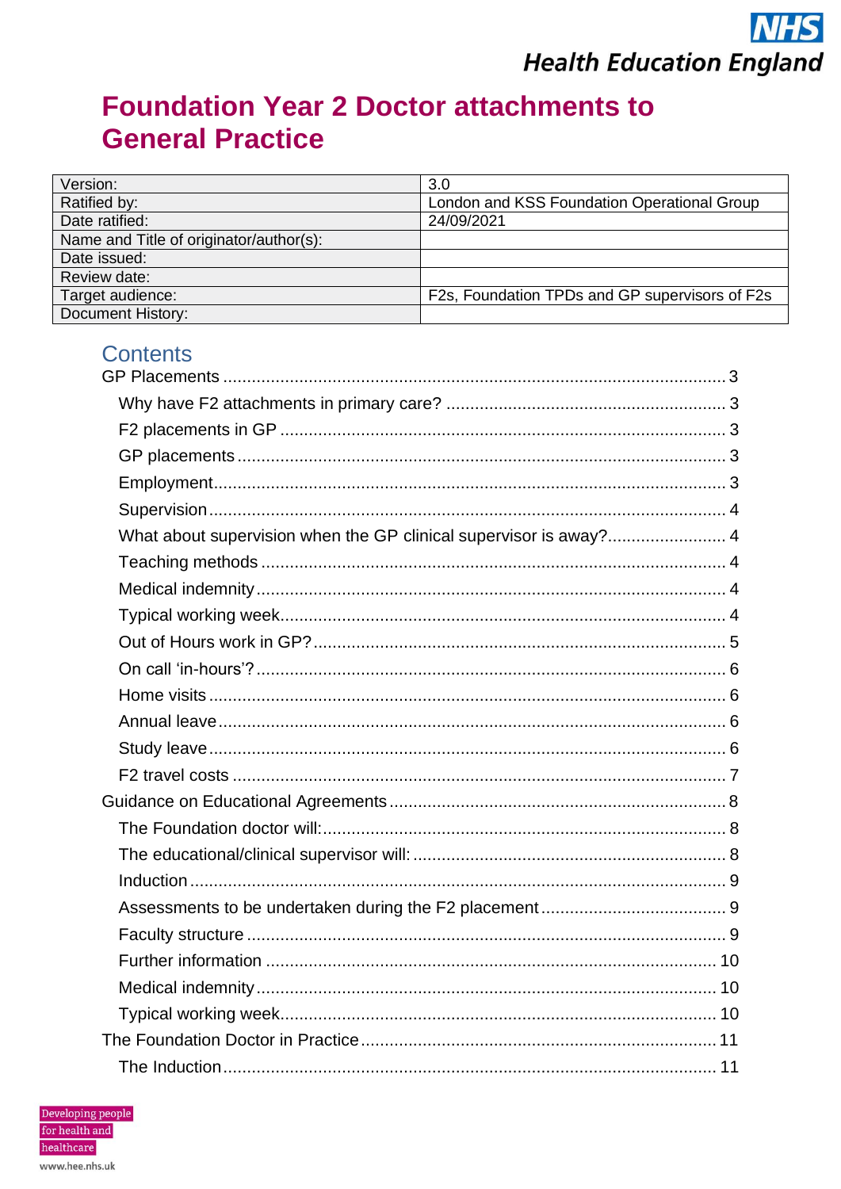NHS

Health Education England

# Foundation Year 2 Doctor attachments to General Practice

| | |
|---|---|
| Version: | 3.0 |
| Ratified by: | London and KSS Foundation Operational Group |
| Date ratified: | 24/09/2021 |
| Name and Title of originator/author(s): | |
| Date issued: | |
| Review date: | |
| Target audience: | F2s, Foundation TPDs and GP supervisors of F2s |
| Document History: | |

## Contents

GP Placements ........ 3
- Why have F2 attachments in primary care? ........ 3
- F2 placements in GP ........ 3
- GP placements ........ 3
- Employment ........ 3
- Supervision ........ 4
- What about supervision when the GP clinical supervisor is away? ........ 4
- Teaching methods ........ 4
- Medical indemnity ........ 4
- Typical working week ........ 4
- Out of Hours work in GP? ........ 5
- On call 'in-hours'? ........ 6
- Home visits ........ 6
- Annual leave ........ 6
- Study leave ........ 6
- F2 travel costs ........ 7

Guidance on Educational Agreements ........ 8
- The Foundation doctor will: ........ 8
- The educational/clinical supervisor will: ........ 8
- Induction ........ 9
- Assessments to be undertaken during the F2 placement ........ 9
- Faculty structure ........ 9
- Further information ........ 10
- Medical indemnity ........ 10
- Typical working week ........ 10

The Foundation Doctor in Practice ........ 11
- The Induction ........ 11

Developing people for health and healthcare

www.hee.nhs.uk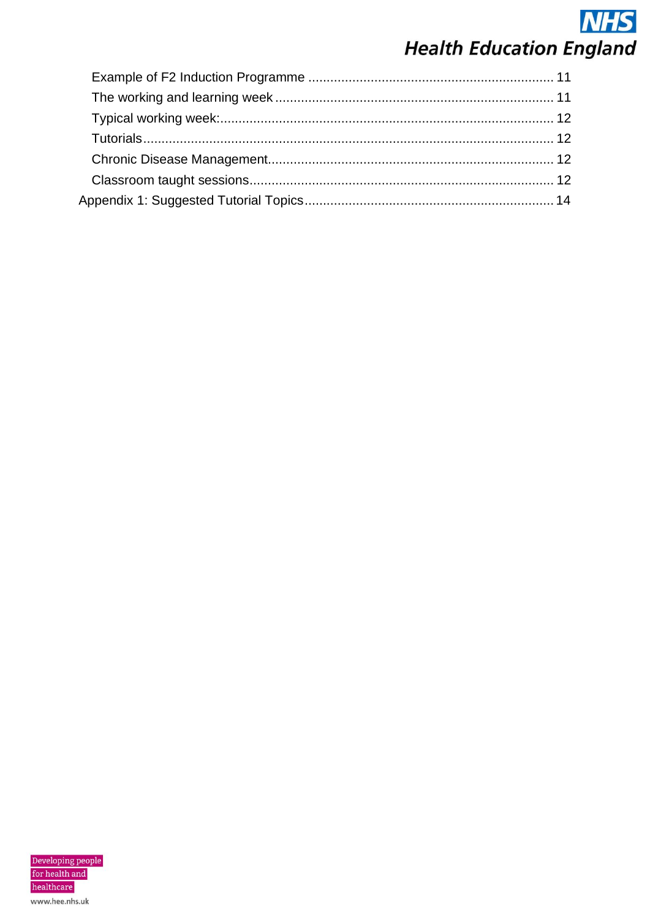Example of F2 Induction Programme ........................................................................ 11

The working and learning week ................................................................................ 11

Typical working week: .............................................................................................. 12

Tutorials .................................................................................................................... 12

Chronic Disease Management .................................................................................. 12

Classroom taught sessions ....................................................................................... 12

Appendix 1: Suggested Tutorial Topics ........................................................................ 14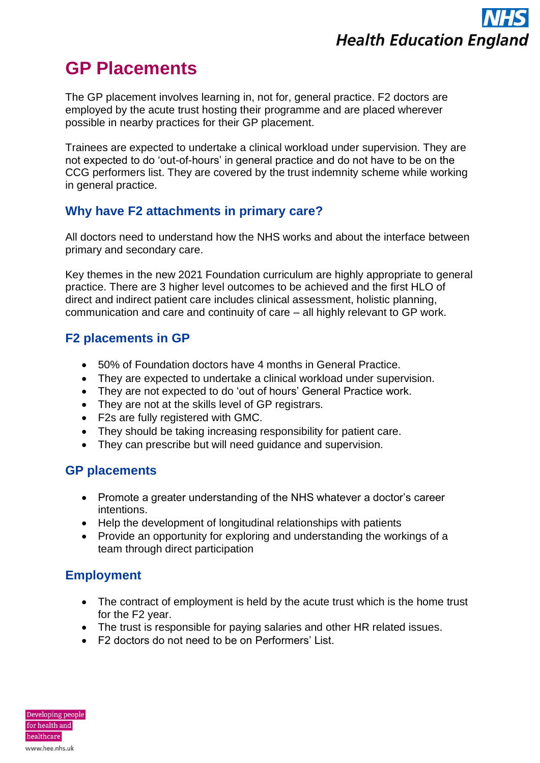# GP Placements

The GP placement involves learning in, not for, general practice. F2 doctors are employed by the acute trust hosting their programme and are placed wherever possible in nearby practices for their GP placement.

Trainees are expected to undertake a clinical workload under supervision. They are not expected to do 'out-of-hours' in general practice and do not have to be on the CCG performers list. They are covered by the trust indemnity scheme while working in general practice.

## Why have F2 attachments in primary care?

All doctors need to understand how the NHS works and about the interface between primary and secondary care.

Key themes in the new 2021 Foundation curriculum are highly appropriate to general practice. There are 3 higher level outcomes to be achieved and the first HLO of direct and indirect patient care includes clinical assessment, holistic planning, communication and care and continuity of care – all highly relevant to GP work.

## F2 placements in GP

- 50% of Foundation doctors have 4 months in General Practice.
- They are expected to undertake a clinical workload under supervision.
- They are not expected to do 'out of hours' General Practice work.
- They are not at the skills level of GP registrars.
- F2s are fully registered with GMC.
- They should be taking increasing responsibility for patient care.
- They can prescribe but will need guidance and supervision.

## GP placements

- Promote a greater understanding of the NHS whatever a doctor's career intentions.
- Help the development of longitudinal relationships with patients
- Provide an opportunity for exploring and understanding the workings of a team through direct participation

## Employment

- The contract of employment is held by the acute trust which is the home trust for the F2 year.
- The trust is responsible for paying salaries and other HR related issues.
- F2 doctors do not need to be on Performers' List.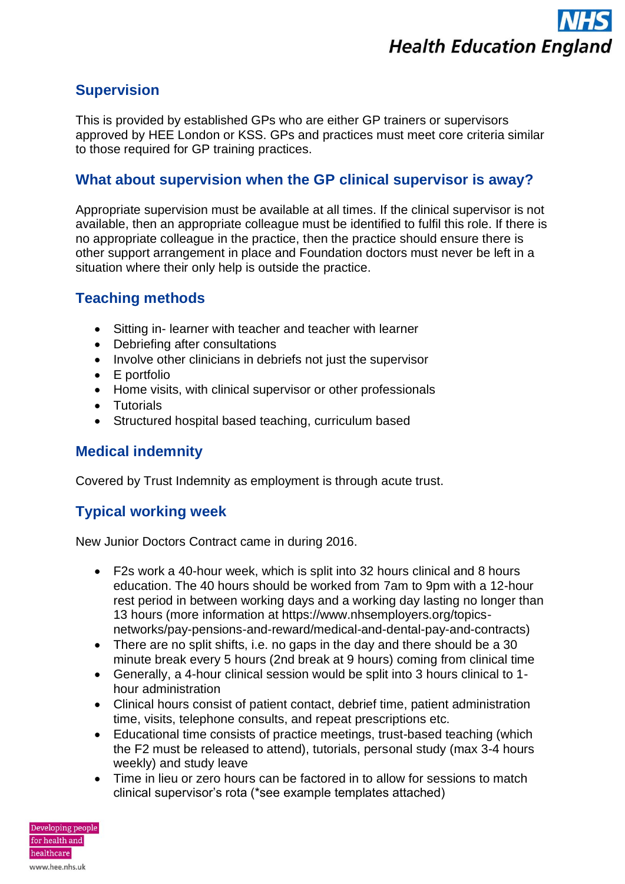## Supervision

This is provided by established GPs who are either GP trainers or supervisors approved by HEE London or KSS. GPs and practices must meet core criteria similar to those required for GP training practices.

## What about supervision when the GP clinical supervisor is away?

Appropriate supervision must be available at all times. If the clinical supervisor is not available, then an appropriate colleague must be identified to fulfil this role. If there is no appropriate colleague in the practice, then the practice should ensure there is other support arrangement in place and Foundation doctors must never be left in a situation where their only help is outside the practice.

## Teaching methods

- Sitting in- learner with teacher and teacher with learner
- Debriefing after consultations
- Involve other clinicians in debriefs not just the supervisor
- E portfolio
- Home visits, with clinical supervisor or other professionals
- Tutorials
- Structured hospital based teaching, curriculum based

## Medical indemnity

Covered by Trust Indemnity as employment is through acute trust.

## Typical working week

New Junior Doctors Contract came in during 2016.

- F2s work a 40-hour week, which is split into 32 hours clinical and 8 hours education. The 40 hours should be worked from 7am to 9pm with a 12-hour rest period in between working days and a working day lasting no longer than 13 hours (more information at https://www.nhsemployers.org/topics-networks/pay-pensions-and-reward/medical-and-dental-pay-and-contracts)
- There are no split shifts, i.e. no gaps in the day and there should be a 30 minute break every 5 hours (2nd break at 9 hours) coming from clinical time
- Generally, a 4-hour clinical session would be split into 3 hours clinical to 1-hour administration
- Clinical hours consist of patient contact, debrief time, patient administration time, visits, telephone consults, and repeat prescriptions etc.
- Educational time consists of practice meetings, trust-based teaching (which the F2 must be released to attend), tutorials, personal study (max 3-4 hours weekly) and study leave
- Time in lieu or zero hours can be factored in to allow for sessions to match clinical supervisor's rota (*see example templates attached)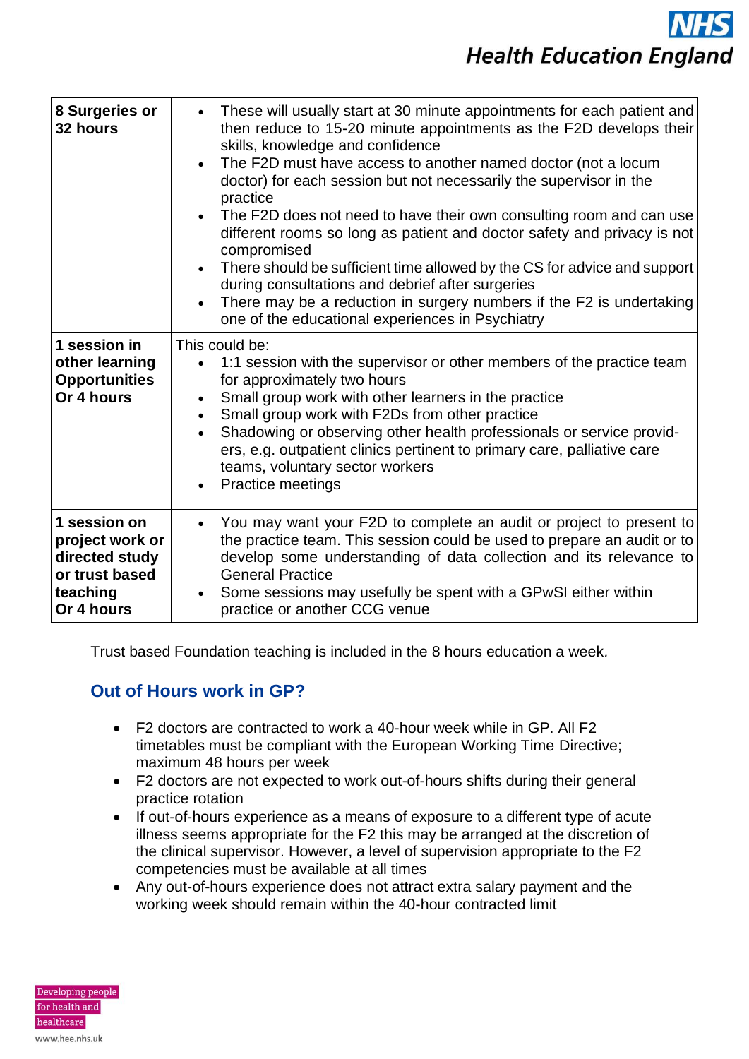| | |
|---|---|
| **8 Surgeries or 32 hours** | • These will usually start at 30 minute appointments for each patient and then reduce to 15-20 minute appointments as the F2D develops their skills, knowledge and confidence<br>• The F2D must have access to another named doctor (not a locum doctor) for each session but not necessarily the supervisor in the practice<br>• The F2D does not need to have their own consulting room and can use different rooms so long as patient and doctor safety and privacy is not compromised<br>• There should be sufficient time allowed by the CS for advice and support during consultations and debrief after surgeries<br>• There may be a reduction in surgery numbers if the F2 is undertaking one of the educational experiences in Psychiatry |
| **1 session in other learning Opportunities Or 4 hours** | This could be:<br>• 1:1 session with the supervisor or other members of the practice team for approximately two hours<br>• Small group work with other learners in the practice<br>• Small group work with F2Ds from other practice<br>• Shadowing or observing other health professionals or service providers, e.g. outpatient clinics pertinent to primary care, palliative care teams, voluntary sector workers<br>• Practice meetings |
| **1 session on project work or directed study or trust based teaching Or 4 hours** | • You may want your F2D to complete an audit or project to present to the practice team. This session could be used to prepare an audit or to develop some understanding of data collection and its relevance to General Practice<br>• Some sessions may usefully be spent with a GPwSI either within practice or another CCG venue |

Trust based Foundation teaching is included in the 8 hours education a week.

## Out of Hours work in GP?

- F2 doctors are contracted to work a 40-hour week while in GP. All F2 timetables must be compliant with the European Working Time Directive; maximum 48 hours per week
- F2 doctors are not expected to work out-of-hours shifts during their general practice rotation
- If out-of-hours experience as a means of exposure to a different type of acute illness seems appropriate for the F2 this may be arranged at the discretion of the clinical supervisor. However, a level of supervision appropriate to the F2 competencies must be available at all times
- Any out-of-hours experience does not attract extra salary payment and the working week should remain within the 40-hour contracted limit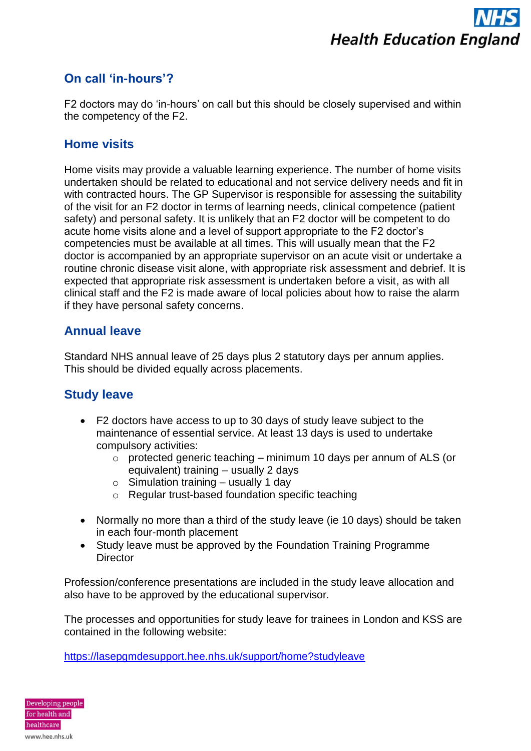## On call 'in-hours'?

F2 doctors may do 'in-hours' on call but this should be closely supervised and within the competency of the F2.

## Home visits

Home visits may provide a valuable learning experience. The number of home visits undertaken should be related to educational and not service delivery needs and fit in with contracted hours. The GP Supervisor is responsible for assessing the suitability of the visit for an F2 doctor in terms of learning needs, clinical competence (patient safety) and personal safety. It is unlikely that an F2 doctor will be competent to do acute home visits alone and a level of support appropriate to the F2 doctor's competencies must be available at all times. This will usually mean that the F2 doctor is accompanied by an appropriate supervisor on an acute visit or undertake a routine chronic disease visit alone, with appropriate risk assessment and debrief. It is expected that appropriate risk assessment is undertaken before a visit, as with all clinical staff and the F2 is made aware of local policies about how to raise the alarm if they have personal safety concerns.

## Annual leave

Standard NHS annual leave of 25 days plus 2 statutory days per annum applies. This should be divided equally across placements.

## Study leave

- F2 doctors have access to up to 30 days of study leave subject to the maintenance of essential service. At least 13 days is used to undertake compulsory activities:
  - protected generic teaching – minimum 10 days per annum of ALS (or equivalent) training – usually 2 days
  - Simulation training – usually 1 day
  - Regular trust-based foundation specific teaching

- Normally no more than a third of the study leave (ie 10 days) should be taken in each four-month placement
- Study leave must be approved by the Foundation Training Programme Director

Profession/conference presentations are included in the study leave allocation and also have to be approved by the educational supervisor.

The processes and opportunities for study leave for trainees in London and KSS are contained in the following website:

https://lasepgmdesupport.hee.nhs.uk/support/home?studyleave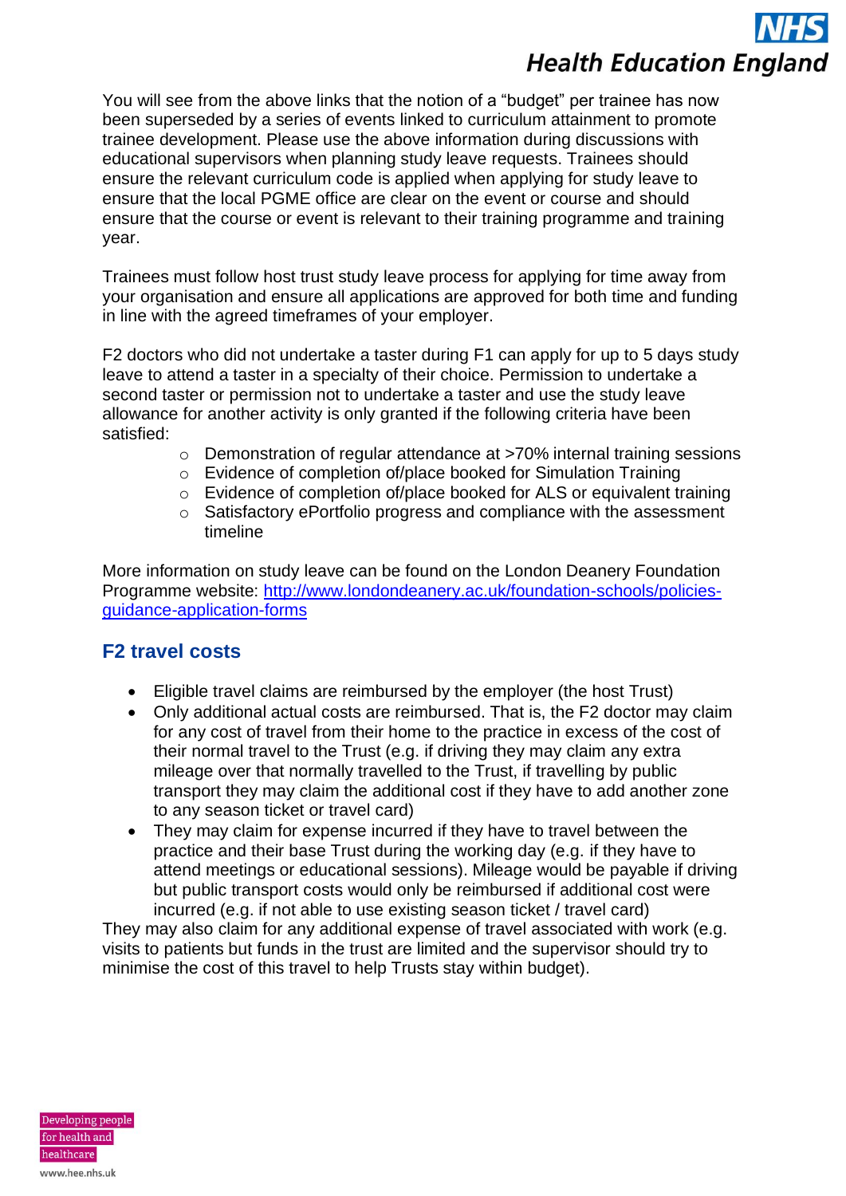You will see from the above links that the notion of a "budget" per trainee has now been superseded by a series of events linked to curriculum attainment to promote trainee development. Please use the above information during discussions with educational supervisors when planning study leave requests. Trainees should ensure the relevant curriculum code is applied when applying for study leave to ensure that the local PGME office are clear on the event or course and should ensure that the course or event is relevant to their training programme and training year.

Trainees must follow host trust study leave process for applying for time away from your organisation and ensure all applications are approved for both time and funding in line with the agreed timeframes of your employer.

F2 doctors who did not undertake a taster during F1 can apply for up to 5 days study leave to attend a taster in a specialty of their choice. Permission to undertake a second taster or permission not to undertake a taster and use the study leave allowance for another activity is only granted if the following criteria have been satisfied:

- Demonstration of regular attendance at >70% internal training sessions
- Evidence of completion of/place booked for Simulation Training
- Evidence of completion of/place booked for ALS or equivalent training
- Satisfactory ePortfolio progress and compliance with the assessment timeline

More information on study leave can be found on the London Deanery Foundation Programme website: [http://www.londondeanery.ac.uk/foundation-schools/policies-guidance-application-forms](http://www.londondeanery.ac.uk/foundation-schools/policies-guidance-application-forms)

## F2 travel costs

- Eligible travel claims are reimbursed by the employer (the host Trust)
- Only additional actual costs are reimbursed. That is, the F2 doctor may claim for any cost of travel from their home to the practice in excess of the cost of their normal travel to the Trust (e.g. if driving they may claim any extra mileage over that normally travelled to the Trust, if travelling by public transport they may claim the additional cost if they have to add another zone to any season ticket or travel card)
- They may claim for expense incurred if they have to travel between the practice and their base Trust during the working day (e.g. if they have to attend meetings or educational sessions). Mileage would be payable if driving but public transport costs would only be reimbursed if additional cost were incurred (e.g. if not able to use existing season ticket / travel card)

They may also claim for any additional expense of travel associated with work (e.g. visits to patients but funds in the trust are limited and the supervisor should try to minimise the cost of this travel to help Trusts stay within budget).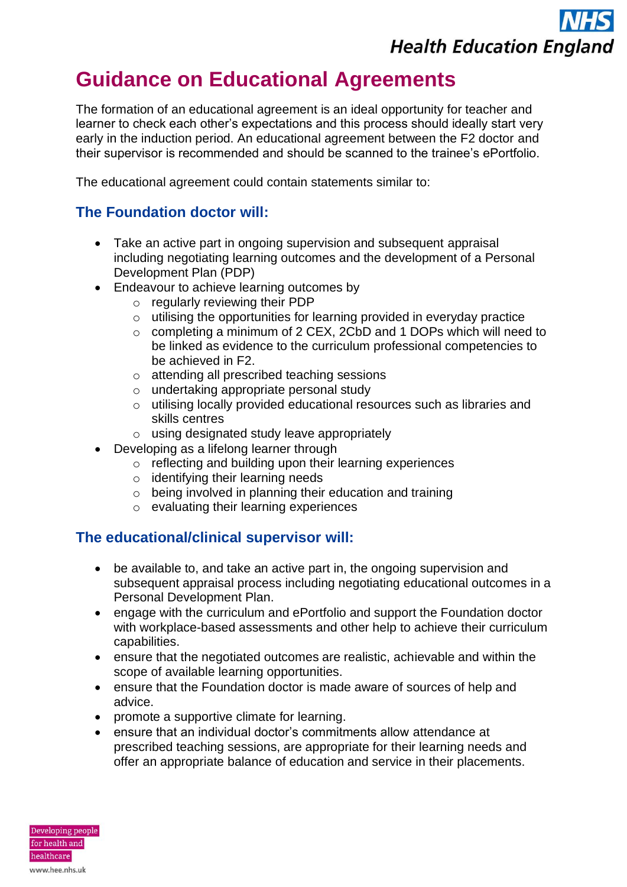# Guidance on Educational Agreements

The formation of an educational agreement is an ideal opportunity for teacher and learner to check each other's expectations and this process should ideally start very early in the induction period. An educational agreement between the F2 doctor and their supervisor is recommended and should be scanned to the trainee's ePortfolio.

The educational agreement could contain statements similar to:

## The Foundation doctor will:

- Take an active part in ongoing supervision and subsequent appraisal including negotiating learning outcomes and the development of a Personal Development Plan (PDP)
- Endeavour to achieve learning outcomes by
  - regularly reviewing their PDP
  - utilising the opportunities for learning provided in everyday practice
  - completing a minimum of 2 CEX, 2CbD and 1 DOPs which will need to be linked as evidence to the curriculum professional competencies to be achieved in F2.
  - attending all prescribed teaching sessions
  - undertaking appropriate personal study
  - utilising locally provided educational resources such as libraries and skills centres
  - using designated study leave appropriately
- Developing as a lifelong learner through
  - reflecting and building upon their learning experiences
  - identifying their learning needs
  - being involved in planning their education and training
  - evaluating their learning experiences

## The educational/clinical supervisor will:

- be available to, and take an active part in, the ongoing supervision and subsequent appraisal process including negotiating educational outcomes in a Personal Development Plan.
- engage with the curriculum and ePortfolio and support the Foundation doctor with workplace-based assessments and other help to achieve their curriculum capabilities.
- ensure that the negotiated outcomes are realistic, achievable and within the scope of available learning opportunities.
- ensure that the Foundation doctor is made aware of sources of help and advice.
- promote a supportive climate for learning.
- ensure that an individual doctor's commitments allow attendance at prescribed teaching sessions, are appropriate for their learning needs and offer an appropriate balance of education and service in their placements.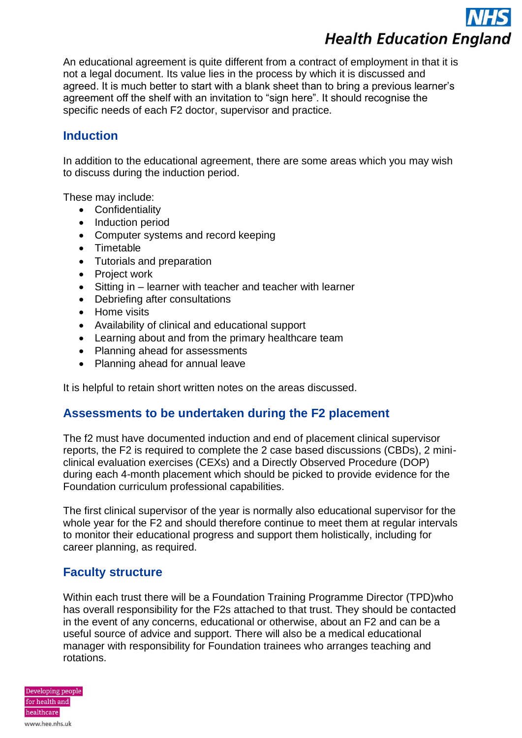An educational agreement is quite different from a contract of employment in that it is not a legal document. Its value lies in the process by which it is discussed and agreed. It is much better to start with a blank sheet than to bring a previous learner's agreement off the shelf with an invitation to "sign here". It should recognise the specific needs of each F2 doctor, supervisor and practice.

## Induction

In addition to the educational agreement, there are some areas which you may wish to discuss during the induction period.

These may include:

- Confidentiality
- Induction period
- Computer systems and record keeping
- Timetable
- Tutorials and preparation
- Project work
- Sitting in – learner with teacher and teacher with learner
- Debriefing after consultations
- Home visits
- Availability of clinical and educational support
- Learning about and from the primary healthcare team
- Planning ahead for assessments
- Planning ahead for annual leave

It is helpful to retain short written notes on the areas discussed.

## Assessments to be undertaken during the F2 placement

The f2 must have documented induction and end of placement clinical supervisor reports, the F2 is required to complete the 2 case based discussions (CBDs), 2 mini-clinical evaluation exercises (CEXs) and a Directly Observed Procedure (DOP) during each 4-month placement which should be picked to provide evidence for the Foundation curriculum professional capabilities.

The first clinical supervisor of the year is normally also educational supervisor for the whole year for the F2 and should therefore continue to meet them at regular intervals to monitor their educational progress and support them holistically, including for career planning, as required.

## Faculty structure

Within each trust there will be a Foundation Training Programme Director (TPD)who has overall responsibility for the F2s attached to that trust. They should be contacted in the event of any concerns, educational or otherwise, about an F2 and can be a useful source of advice and support. There will also be a medical educational manager with responsibility for Foundation trainees who arranges teaching and rotations.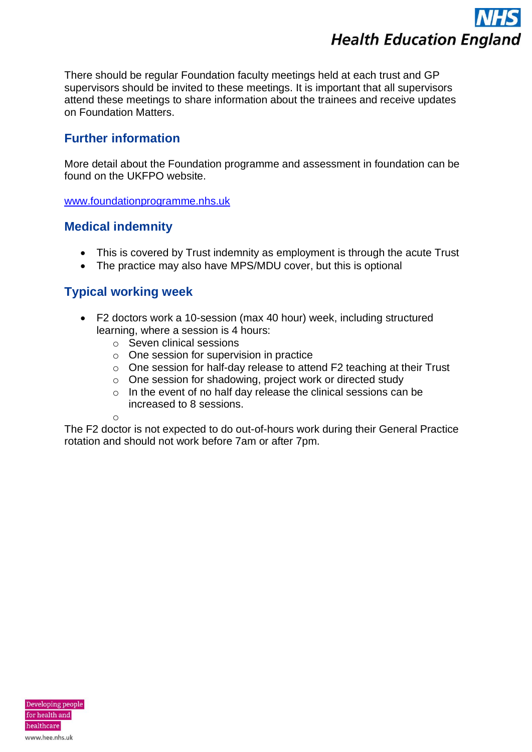There should be regular Foundation faculty meetings held at each trust and GP supervisors should be invited to these meetings. It is important that all supervisors attend these meetings to share information about the trainees and receive updates on Foundation Matters.

## Further information

More detail about the Foundation programme and assessment in foundation can be found on the UKFPO website.

www.foundationprogramme.nhs.uk

## Medical indemnity

- This is covered by Trust indemnity as employment is through the acute Trust
- The practice may also have MPS/MDU cover, but this is optional

## Typical working week

- F2 doctors work a 10-session (max 40 hour) week, including structured learning, where a session is 4 hours:
  - Seven clinical sessions
  - One session for supervision in practice
  - One session for half-day release to attend F2 teaching at their Trust
  - One session for shadowing, project work or directed study
  - In the event of no half day release the clinical sessions can be increased to 8 sessions.

The F2 doctor is not expected to do out-of-hours work during their General Practice rotation and should not work before 7am or after 7pm.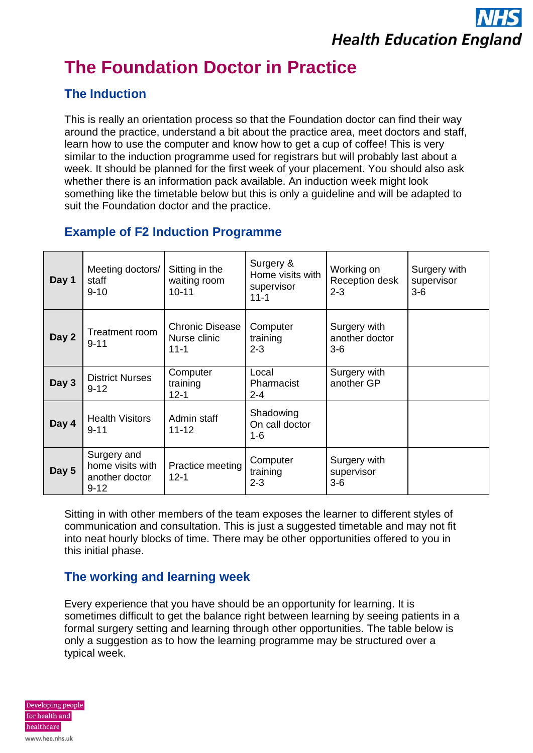# The Foundation Doctor in Practice

## The Induction

This is really an orientation process so that the Foundation doctor can find their way around the practice, understand a bit about the practice area, meet doctors and staff, learn how to use the computer and know how to get a cup of coffee! This is very similar to the induction programme used for registrars but will probably last about a week. It should be planned for the first week of your placement. You should also ask whether there is an information pack available. An induction week might look something like the timetable below but this is only a guideline and will be adapted to suit the Foundation doctor and the practice.

## Example of F2 Induction Programme

| | | | | | |
|---|---|---|---|---|---|
| **Day 1** | Meeting doctors/ staff 9-10 | Sitting in the waiting room 10-11 | Surgery & Home visits with supervisor 11-1 | Working on Reception desk 2-3 | Surgery with supervisor 3-6 |
| **Day 2** | Treatment room 9-11 | Chronic Disease Nurse clinic 11-1 | Computer training 2-3 | Surgery with another doctor 3-6 | |
| **Day 3** | District Nurses 9-12 | Computer training 12-1 | Local Pharmacist 2-4 | Surgery with another GP | |
| **Day 4** | Health Visitors 9-11 | Admin staff 11-12 | Shadowing On call doctor 1-6 | | |
| **Day 5** | Surgery and home visits with another doctor 9-12 | Practice meeting 12-1 | Computer training 2-3 | Surgery with supervisor 3-6 | |

Sitting in with other members of the team exposes the learner to different styles of communication and consultation. This is just a suggested timetable and may not fit into neat hourly blocks of time. There may be other opportunities offered to you in this initial phase.

## The working and learning week

Every experience that you have should be an opportunity for learning. It is sometimes difficult to get the balance right between learning by seeing patients in a formal surgery setting and learning through other opportunities. The table below is only a suggestion as to how the learning programme may be structured over a typical week.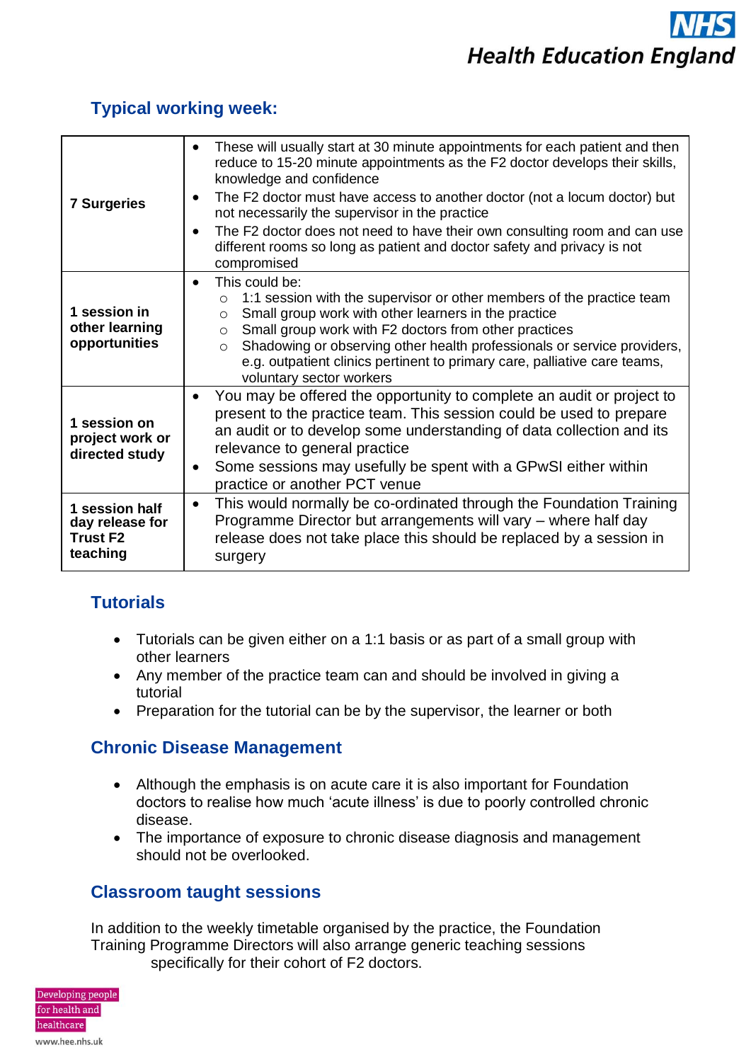## Typical working week:

| | |
|---|---|
| **7 Surgeries** | • These will usually start at 30 minute appointments for each patient and then reduce to 15-20 minute appointments as the F2 doctor develops their skills, knowledge and confidence<br>• The F2 doctor must have access to another doctor (not a locum doctor) but not necessarily the supervisor in the practice<br>• The F2 doctor does not need to have their own consulting room and can use different rooms so long as patient and doctor safety and privacy is not compromised |
| **1 session in other learning opportunities** | • This could be:<br>  ○ 1:1 session with the supervisor or other members of the practice team<br>  ○ Small group work with other learners in the practice<br>  ○ Small group work with F2 doctors from other practices<br>  ○ Shadowing or observing other health professionals or service providers, e.g. outpatient clinics pertinent to primary care, palliative care teams, voluntary sector workers |
| **1 session on project work or directed study** | • You may be offered the opportunity to complete an audit or project to present to the practice team. This session could be used to prepare an audit or to develop some understanding of data collection and its relevance to general practice<br>• Some sessions may usefully be spent with a GPwSI either within practice or another PCT venue |
| **1 session half day release for Trust F2 teaching** | • This would normally be co-ordinated through the Foundation Training Programme Director but arrangements will vary – where half day release does not take place this should be replaced by a session in surgery |

## Tutorials

- Tutorials can be given either on a 1:1 basis or as part of a small group with other learners
- Any member of the practice team can and should be involved in giving a tutorial
- Preparation for the tutorial can be by the supervisor, the learner or both

## Chronic Disease Management

- Although the emphasis is on acute care it is also important for Foundation doctors to realise how much 'acute illness' is due to poorly controlled chronic disease.
- The importance of exposure to chronic disease diagnosis and management should not be overlooked.

## Classroom taught sessions

In addition to the weekly timetable organised by the practice, the Foundation Training Programme Directors will also arrange generic teaching sessions specifically for their cohort of F2 doctors.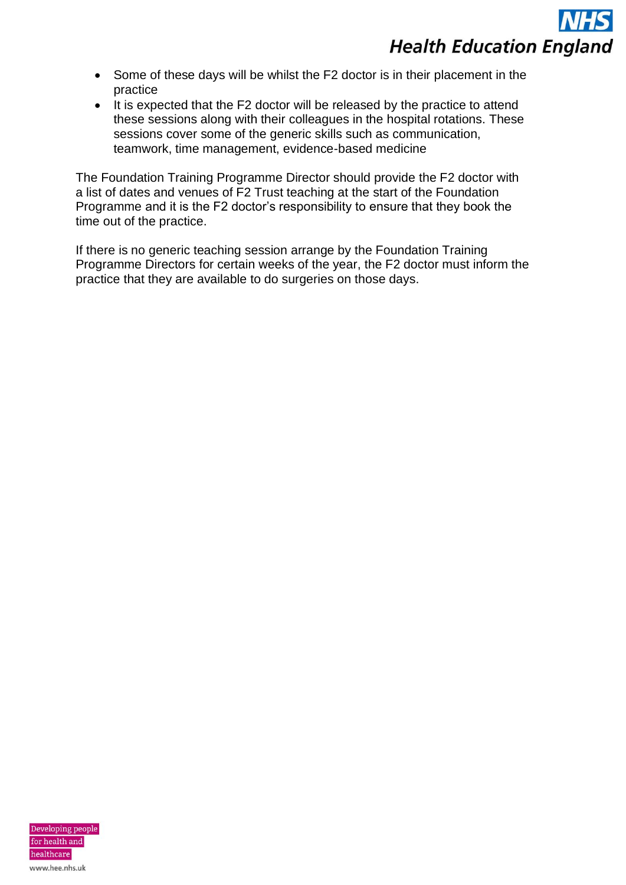- Some of these days will be whilst the F2 doctor is in their placement in the practice
- It is expected that the F2 doctor will be released by the practice to attend these sessions along with their colleagues in the hospital rotations. These sessions cover some of the generic skills such as communication, teamwork, time management, evidence-based medicine

The Foundation Training Programme Director should provide the F2 doctor with a list of dates and venues of F2 Trust teaching at the start of the Foundation Programme and it is the F2 doctor's responsibility to ensure that they book the time out of the practice.

If there is no generic teaching session arrange by the Foundation Training Programme Directors for certain weeks of the year, the F2 doctor must inform the practice that they are available to do surgeries on those days.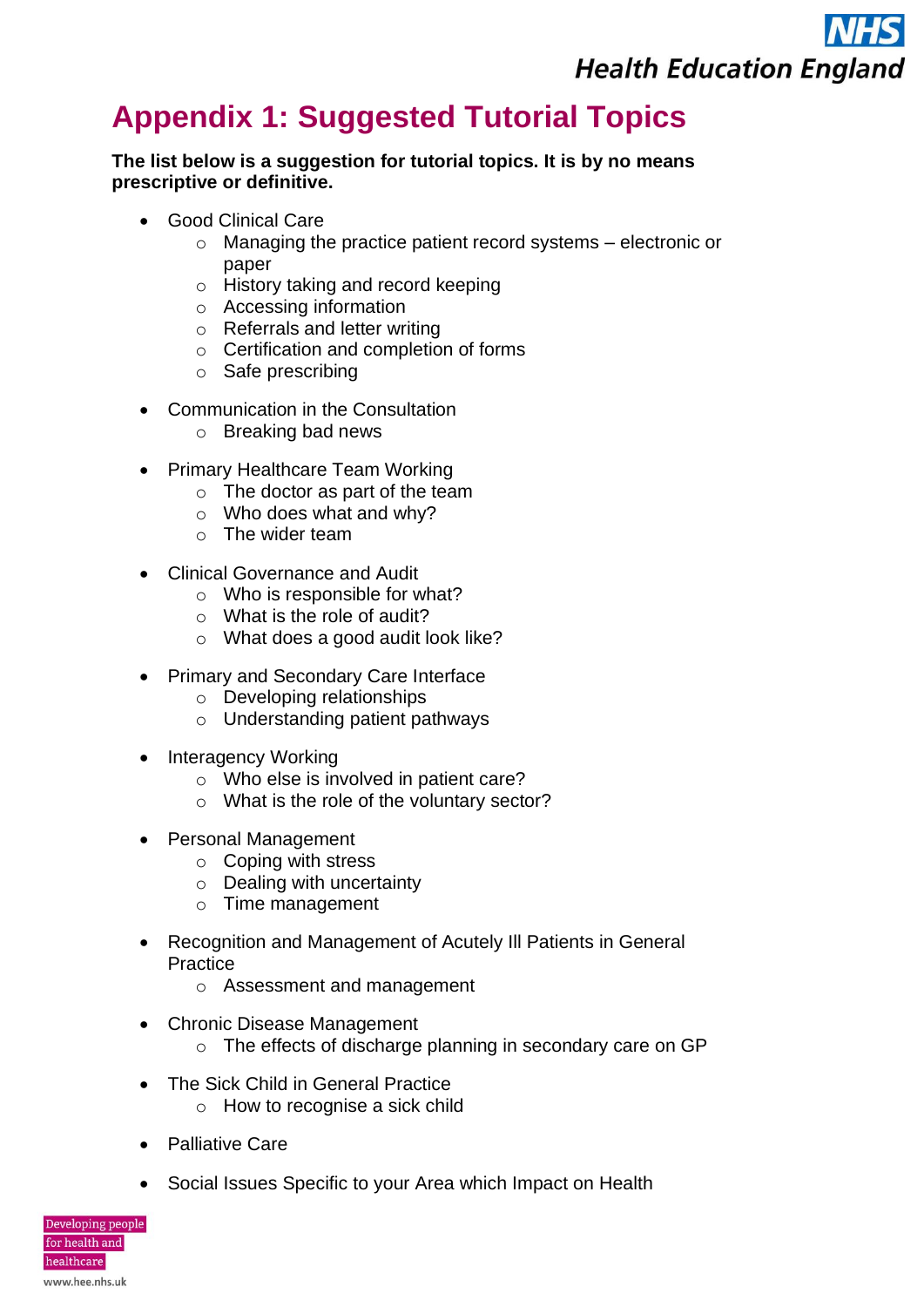# Appendix 1: Suggested Tutorial Topics

**The list below is a suggestion for tutorial topics. It is by no means prescriptive or definitive.**

- Good Clinical Care
  - Managing the practice patient record systems – electronic or paper
  - History taking and record keeping
  - Accessing information
  - Referrals and letter writing
  - Certification and completion of forms
  - Safe prescribing
- Communication in the Consultation
  - Breaking bad news
- Primary Healthcare Team Working
  - The doctor as part of the team
  - Who does what and why?
  - The wider team
- Clinical Governance and Audit
  - Who is responsible for what?
  - What is the role of audit?
  - What does a good audit look like?
- Primary and Secondary Care Interface
  - Developing relationships
  - Understanding patient pathways
- Interagency Working
  - Who else is involved in patient care?
  - What is the role of the voluntary sector?
- Personal Management
  - Coping with stress
  - Dealing with uncertainty
  - Time management
- Recognition and Management of Acutely Ill Patients in General Practice
  - Assessment and management
- Chronic Disease Management
  - The effects of discharge planning in secondary care on GP
- The Sick Child in General Practice
  - How to recognise a sick child
- Palliative Care
- Social Issues Specific to your Area which Impact on Health